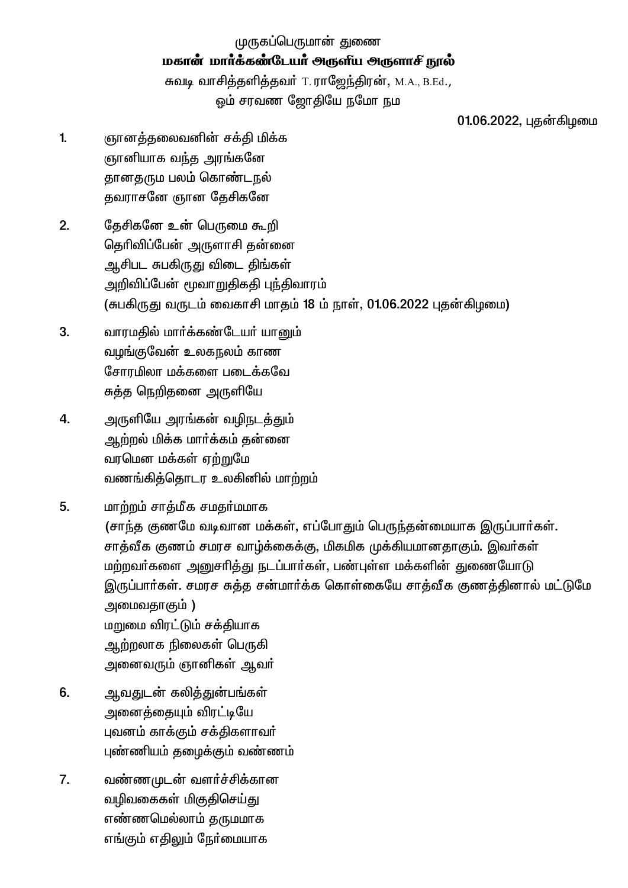முருகப்பெருமான் துணை

# மகான் மார்க்கண்டேயர் அருளிய அருளாசி நூல்

சுவடி வாசித்தளித்தவர் T. ராஜேந்திரன், M.A., B.Ed.,

ஓம் சரவண ஜோதியே நமோ நம

01.06.2022, புதன்கிழமை

1. ஞானத்தலைவனின் சக்தி மிக்க
   ஞானியாக வந்த அரங்கனே
   தானதரும பலம் கொண்டநல்
   தவராசனே ஞான தேசிகனே

2. தேசிகனே உன் பெருமை கூறி
   தெரிவிப்பேன் அருளாசி தன்னை
   ஆசிபட சுபகிருது விடை திங்கள்
   அறிவிப்பேன் மூவாறுதிகதி புந்திவாரம்
   (சுபகிருது வருடம் வைகாசி மாதம் 18 ம் நாள், 01.06.2022 புதன்கிழமை)

3. வாரமதில் மார்க்கண்டேயர் யானும்
   வழங்குவேன் உலகநலம் காண
   சோரமிலா மக்களை படைக்கவே
   சுத்த நெறிதனை அருளியே

4. அருளியே அரங்கன் வழிநடத்தும்
   ஆற்றல் மிக்க மார்க்கம் தன்னை
   வரமென மக்கள் ஏற்றுமே
   வணங்கித்தொடர உலகினில் மாற்றம்

5. மாற்றம் சாத்மீக சமதர்மமாக
   (சாந்த குணமே வடிவான மக்கள், எப்போதும் பெருந்தன்மையாக இருப்பார்கள். சாத்வீக குணம் சமரச வாழ்க்கைக்கு, மிகமிக முக்கியமானதாகும். இவர்கள் மற்றவர்களை அனுசரித்து நடப்பார்கள், பண்புள்ள மக்களின் துணையோடு இருப்பார்கள். சமரச சுத்த சன்மார்க்க கொள்கையே சாத்வீக குணத்தினால் மட்டுமே அமைவதாகும் )
   மறுமை விரட்டும் சக்தியாக
   ஆற்றலாக நிலைகள் பெருகி
   அனைவரும் ஞானிகள் ஆவர்

6. ஆவதுடன் கலித்துன்பங்கள்
   அனைத்தையும் விரட்டியே
   புவனம் காக்கும் சக்திகளாவர்
   புண்ணியம் தழைக்கும் வண்ணம்

7. வண்ணமுடன் வளர்ச்சிக்கான
   வழிவகைகள் மிகுதிசெய்து
   எண்ணமெல்லாம் தருமமாக
   எங்கும் எதிலும் நேர்மையாக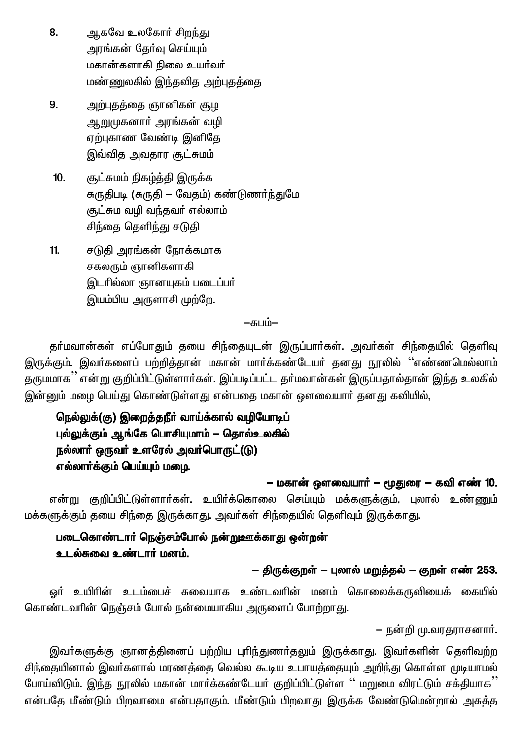8. ஆகவே உலகோர் சிறந்து
   அரங்கன் தேர்வு செய்யும்
   மகான்களாகி நிலை உயர்வர்
   மண்ணுலகில் இந்தவித அற்புதத்தை

9. அற்புதத்தை ஞானிகள் சூழ
   ஆறுமுகனார் அரங்கன் வழி
   ஏற்புகாண வேண்டி இனிதே
   இவ்வித அவதார சூட்சுமம்

10. சூட்சுமம் நிகழ்த்தி இருக்க
    சுருதிபடி (சுருதி – வேதம்) கண்டுணர்ந்துமே
    சூட்சும வழி வந்தவர் எல்லாம்
    சிந்தை தெளிந்து சடுதி

11. சடுதி அரங்கன் நோக்கமாக
    சகலரும் ஞானிகளாகி
    இடரில்லா ஞானயுகம் படைப்பர்
    இயம்பிய அருளாசி முற்றே.

–சுபம்–

தர்மவான்கள் எப்போதும் தயை சிந்தையுடன் இருப்பார்கள். அவர்கள் சிந்தையில் தெளிவு இருக்கும். இவர்களைப் பற்றித்தான் மகான் மார்க்கண்டேயர் தனது நூலில் "எண்ணமெல்லாம் தருமமாக" என்று குறிப்பிட்டுள்ளார்கள். இப்படிப்பட்ட தர்மவான்கள் இருப்பதால்தான் இந்த உலகில் இன்னும் மழை பெய்து கொண்டுள்ளது என்பதை மகான் ஒளவையார் தனது கவியில்,

**நெல்லுக்(கு) இறைத்தநீர் வாய்க்கால் வழியோடிப்**
**புல்லுக்கும் ஆங்கே பொசியுமாம் – தொல்உலகில்**
**நல்லார் ஒருவர் உளரேல் அவர்பொருட்(டு)**
**எல்லார்க்கும் பெய்யும் மழை.**

**– மகான் ஒளவையார் – மூதுரை – கவி எண் 10.**

என்று குறிப்பிட்டுள்ளார்கள். உயிர்க்கொலை செய்யும் மக்களுக்கும், புலால் உண்ணும் மக்களுக்கும் தயை சிந்தை இருக்காது. அவர்கள் சிந்தையில் தெளிவும் இருக்காது.

**படைகொண்டார் நெஞ்சம்போல் நன்றுஊக்காது ஒன்றன்**
**உடல்சுவை உண்டார் மனம்.**

**– திருக்குறள் – புலால் மறுத்தல் – குறள் எண் 253.**

ஓர் உயிரின் உடம்பைச் சுவையாக உண்டவரின் மனம் கொலைக்கருவியைக் கையில் கொண்டவரின் நெஞ்சம் போல் நன்மையாகிய அருளைப் போற்றாது.

– நன்றி மு.வரதராசனார்.

இவர்களுக்கு ஞானத்தினைப் பற்றிய புரிந்துணர்தலும் இருக்காது. இவர்களின் தெளிவற்ற சிந்தையினால் இவர்களால் மரணத்தை வெல்ல கூடிய உபாயத்தையும் அறிந்து கொள்ள முடியாமல் போய்விடும். இந்த நூலில் மகான் மார்க்கண்டேயர் குறிப்பிட்டுள்ள " மறுமை விரட்டும் சக்தியாக" என்பதே மீண்டும் பிறவாமை என்பதாகும். மீண்டும் பிறவாது இருக்க வேண்டுமென்றால் அசுத்த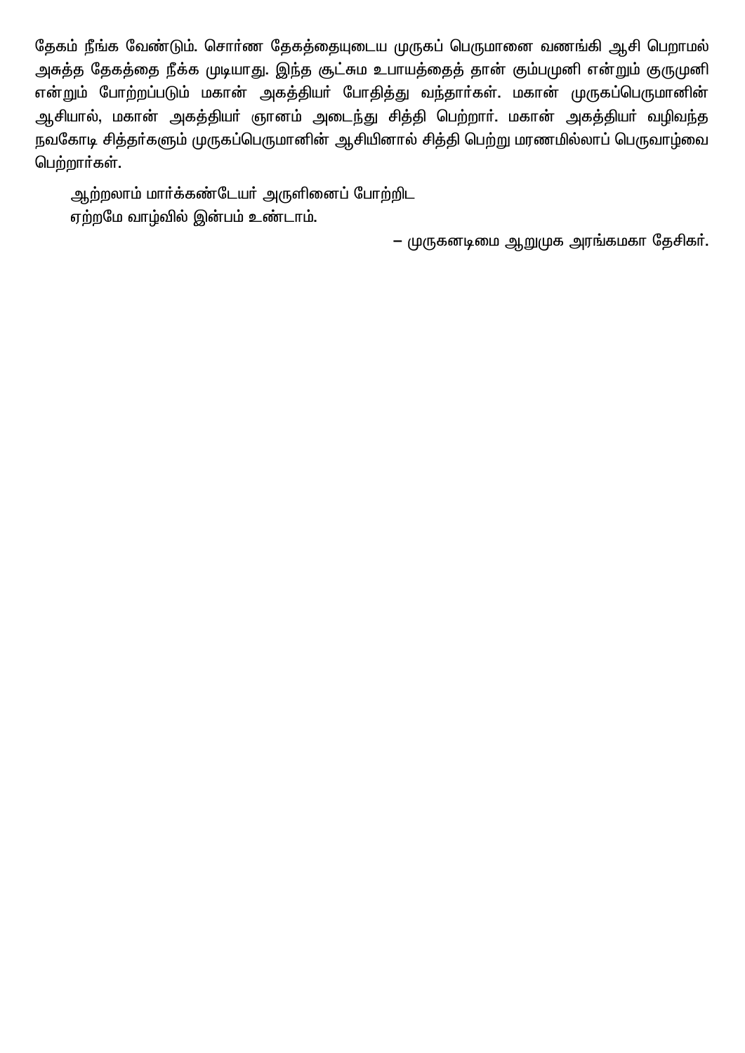தேகம் நீங்க வேண்டும். சொர்ண தேகத்தையுடைய முருகப் பெருமானை வணங்கி ஆசி பெறாமல் அசுத்த தேகத்தை நீக்க முடியாது. இந்த சூட்சும உபாயத்தைத் தான் கும்பமுனி என்றும் குருமுனி என்றும் போற்றப்படும் மகான் அகத்தியர் போதித்து வந்தார்கள். மகான் முருகப்பெருமானின் ஆசியால், மகான் அகத்தியர் ஞானம் அடைந்து சித்தி பெற்றார். மகான் அகத்தியர் வழிவந்த நவகோடி சித்தர்களும் முருகப்பெருமானின் ஆசியினால் சித்தி பெற்று மரணமில்லாப் பெருவாழ்வை பெற்றார்கள்.

ஆற்றலாம் மார்க்கண்டேயர் அருளினைப் போற்றிட
ஏற்றமே வாழ்வில் இன்பம் உண்டாம்.

– முருகனடிமை ஆறுமுக அரங்கமகா தேசிகர்.